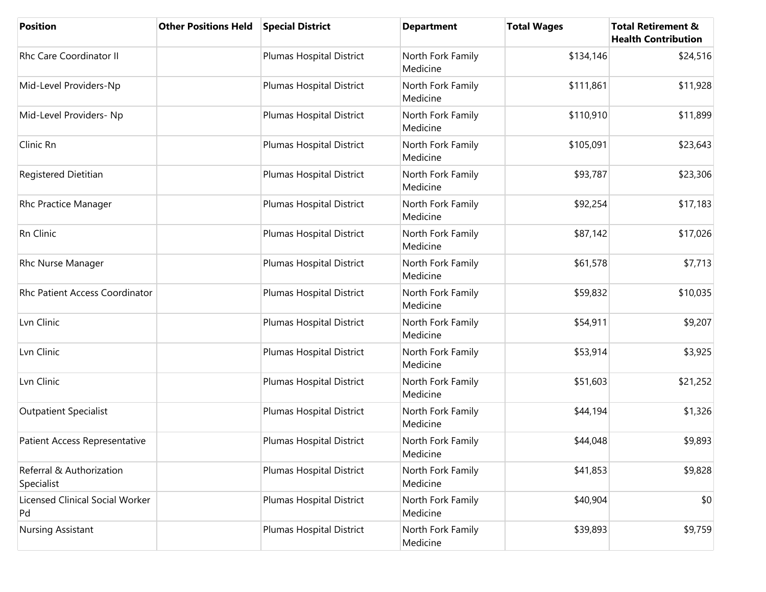| Position | Other Positions Held | Special District | Department | Total Wages | Total Retirement & Health Contribution |
|---|---|---|---|---|---|
| Rhc Care Coordinator II | | Plumas Hospital District | North Fork Family Medicine | $134,146 | $24,516 |
| Mid-Level Providers-Np | | Plumas Hospital District | North Fork Family Medicine | $111,861 | $11,928 |
| Mid-Level Providers- Np | | Plumas Hospital District | North Fork Family Medicine | $110,910 | $11,899 |
| Clinic Rn | | Plumas Hospital District | North Fork Family Medicine | $105,091 | $23,643 |
| Registered Dietitian | | Plumas Hospital District | North Fork Family Medicine | $93,787 | $23,306 |
| Rhc Practice Manager | | Plumas Hospital District | North Fork Family Medicine | $92,254 | $17,183 |
| Rn Clinic | | Plumas Hospital District | North Fork Family Medicine | $87,142 | $17,026 |
| Rhc Nurse Manager | | Plumas Hospital District | North Fork Family Medicine | $61,578 | $7,713 |
| Rhc Patient Access Coordinator | | Plumas Hospital District | North Fork Family Medicine | $59,832 | $10,035 |
| Lvn Clinic | | Plumas Hospital District | North Fork Family Medicine | $54,911 | $9,207 |
| Lvn Clinic | | Plumas Hospital District | North Fork Family Medicine | $53,914 | $3,925 |
| Lvn Clinic | | Plumas Hospital District | North Fork Family Medicine | $51,603 | $21,252 |
| Outpatient Specialist | | Plumas Hospital District | North Fork Family Medicine | $44,194 | $1,326 |
| Patient Access Representative | | Plumas Hospital District | North Fork Family Medicine | $44,048 | $9,893 |
| Referral & Authorization Specialist | | Plumas Hospital District | North Fork Family Medicine | $41,853 | $9,828 |
| Licensed Clinical Social Worker Pd | | Plumas Hospital District | North Fork Family Medicine | $40,904 | $0 |
| Nursing Assistant | | Plumas Hospital District | North Fork Family Medicine | $39,893 | $9,759 |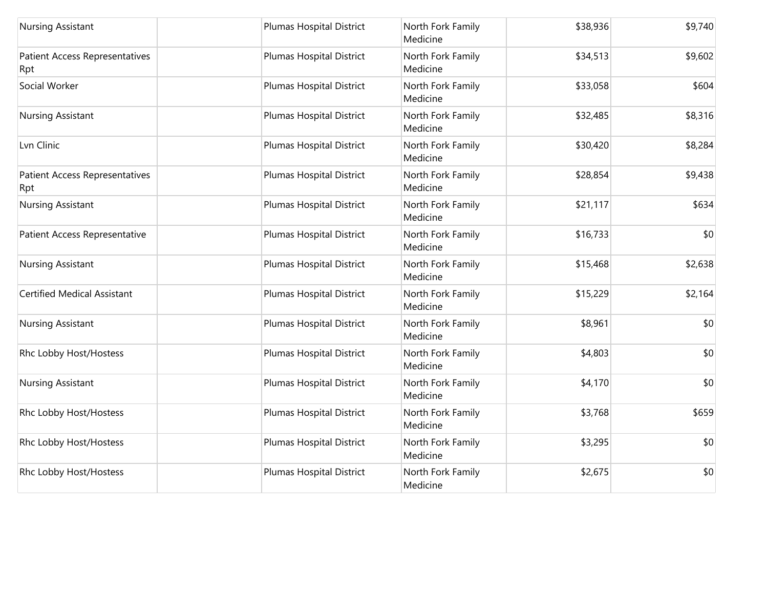| | | | | | |
|---|---|---|---|---|---|
| Nursing Assistant | | Plumas Hospital District | North Fork Family Medicine | $38,936 | $9,740 |
| Patient Access Representatives Rpt | | Plumas Hospital District | North Fork Family Medicine | $34,513 | $9,602 |
| Social Worker | | Plumas Hospital District | North Fork Family Medicine | $33,058 | $604 |
| Nursing Assistant | | Plumas Hospital District | North Fork Family Medicine | $32,485 | $8,316 |
| Lvn Clinic | | Plumas Hospital District | North Fork Family Medicine | $30,420 | $8,284 |
| Patient Access Representatives Rpt | | Plumas Hospital District | North Fork Family Medicine | $28,854 | $9,438 |
| Nursing Assistant | | Plumas Hospital District | North Fork Family Medicine | $21,117 | $634 |
| Patient Access Representative | | Plumas Hospital District | North Fork Family Medicine | $16,733 | $0 |
| Nursing Assistant | | Plumas Hospital District | North Fork Family Medicine | $15,468 | $2,638 |
| Certified Medical Assistant | | Plumas Hospital District | North Fork Family Medicine | $15,229 | $2,164 |
| Nursing Assistant | | Plumas Hospital District | North Fork Family Medicine | $8,961 | $0 |
| Rhc Lobby Host/Hostess | | Plumas Hospital District | North Fork Family Medicine | $4,803 | $0 |
| Nursing Assistant | | Plumas Hospital District | North Fork Family Medicine | $4,170 | $0 |
| Rhc Lobby Host/Hostess | | Plumas Hospital District | North Fork Family Medicine | $3,768 | $659 |
| Rhc Lobby Host/Hostess | | Plumas Hospital District | North Fork Family Medicine | $3,295 | $0 |
| Rhc Lobby Host/Hostess | | Plumas Hospital District | North Fork Family Medicine | $2,675 | $0 |